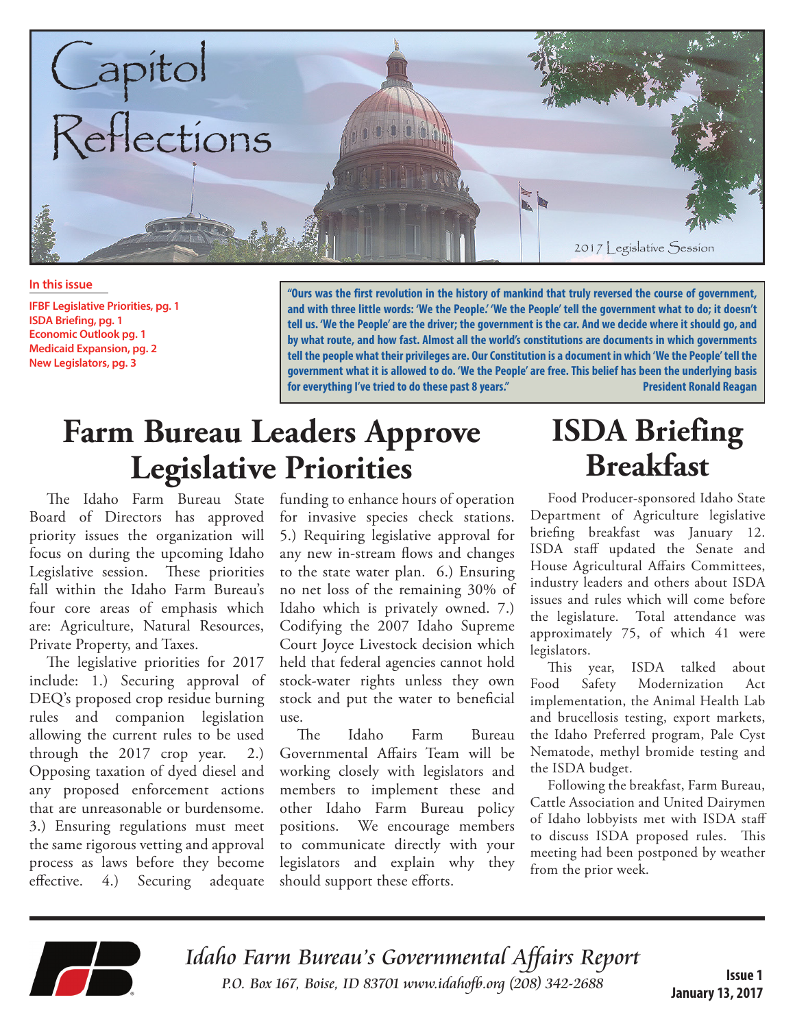# Capitol Reflections

2017 Legislative Session

**In this issue**

**IFBF Legislative Priorities, pg. 1**
**ISDA Briefing, pg. 1**
**Economic Outlook pg. 1**
**Medicaid Expansion, pg. 2**
**New Legislators, pg. 3**

**"Ours was the first revolution in the history of mankind that truly reversed the course of government, and with three little words: 'We the People.' 'We the People' tell the government what to do; it doesn't tell us. 'We the People' are the driver; the government is the car. And we decide where it should go, and by what route, and how fast. Almost all the world's constitutions are documents in which governments tell the people what their privileges are. Our Constitution is a document in which 'We the People' tell the government what it is allowed to do. 'We the People' are free. This belief has been the underlying basis for everything I've tried to do these past 8 years." President Ronald Reagan**

## Farm Bureau Leaders Approve Legislative Priorities

The Idaho Farm Bureau State Board of Directors has approved priority issues the organization will focus on during the upcoming Idaho Legislative session. These priorities fall within the Idaho Farm Bureau's four core areas of emphasis which are: Agriculture, Natural Resources, Private Property, and Taxes.

The legislative priorities for 2017 include: 1.) Securing approval of DEQ's proposed crop residue burning rules and companion legislation allowing the current rules to be used through the 2017 crop year. 2.) Opposing taxation of dyed diesel and any proposed enforcement actions that are unreasonable or burdensome. 3.) Ensuring regulations must meet the same rigorous vetting and approval process as laws before they become effective. 4.) Securing adequate funding to enhance hours of operation for invasive species check stations. 5.) Requiring legislative approval for any new in-stream flows and changes to the state water plan. 6.) Ensuring no net loss of the remaining 30% of Idaho which is privately owned. 7.) Codifying the 2007 Idaho Supreme Court Joyce Livestock decision which held that federal agencies cannot hold stock-water rights unless they own stock and put the water to beneficial use.

The Idaho Farm Bureau Governmental Affairs Team will be working closely with legislators and members to implement these and other Idaho Farm Bureau policy positions. We encourage members to communicate directly with your legislators and explain why they should support these efforts.

## ISDA Briefing Breakfast

Food Producer-sponsored Idaho State Department of Agriculture legislative briefing breakfast was January 12. ISDA staff updated the Senate and House Agricultural Affairs Committees, industry leaders and others about ISDA issues and rules which will come before the legislature. Total attendance was approximately 75, of which 41 were legislators.

This year, ISDA talked about Food Safety Modernization Act implementation, the Animal Health Lab and brucellosis testing, export markets, the Idaho Preferred program, Pale Cyst Nematode, methyl bromide testing and the ISDA budget.

Following the breakfast, Farm Bureau, Cattle Association and United Dairymen of Idaho lobbyists met with ISDA staff to discuss ISDA proposed rules. This meeting had been postponed by weather from the prior week.

*Idaho Farm Bureau's Governmental Affairs Report*
*P.O. Box 167, Boise, ID 83701 www.idahofb.org (208) 342-2688*

**Issue 1**
**January 13, 2017**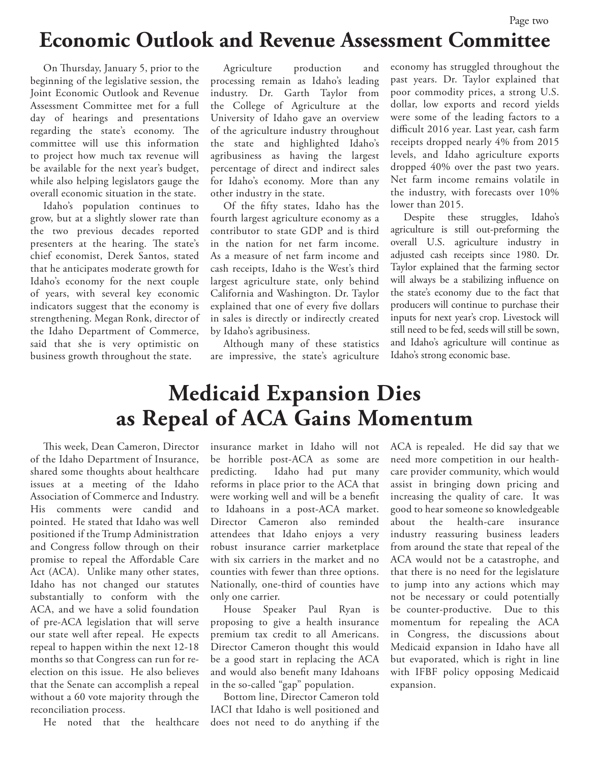# Economic Outlook and Revenue Assessment Committee

On Thursday, January 5, prior to the beginning of the legislative session, the Joint Economic Outlook and Revenue Assessment Committee met for a full day of hearings and presentations regarding the state's economy. The committee will use this information to project how much tax revenue will be available for the next year's budget, while also helping legislators gauge the overall economic situation in the state.

Idaho's population continues to grow, but at a slightly slower rate than the two previous decades reported presenters at the hearing. The state's chief economist, Derek Santos, stated that he anticipates moderate growth for Idaho's economy for the next couple of years, with several key economic indicators suggest that the economy is strengthening. Megan Ronk, director of the Idaho Department of Commerce, said that she is very optimistic on business growth throughout the state.

Agriculture production and processing remain as Idaho's leading industry. Dr. Garth Taylor from the College of Agriculture at the University of Idaho gave an overview of the agriculture industry throughout the state and highlighted Idaho's agribusiness as having the largest percentage of direct and indirect sales for Idaho's economy. More than any other industry in the state.

Of the fifty states, Idaho has the fourth largest agriculture economy as a contributor to state GDP and is third in the nation for net farm income. As a measure of net farm income and cash receipts, Idaho is the West's third largest agriculture state, only behind California and Washington. Dr. Taylor explained that one of every five dollars in sales is directly or indirectly created by Idaho's agribusiness.

Although many of these statistics are impressive, the state's agriculture economy has struggled throughout the past years. Dr. Taylor explained that poor commodity prices, a strong U.S. dollar, low exports and record yields were some of the leading factors to a difficult 2016 year. Last year, cash farm receipts dropped nearly 4% from 2015 levels, and Idaho agriculture exports dropped 40% over the past two years. Net farm income remains volatile in the industry, with forecasts over 10% lower than 2015.

Despite these struggles, Idaho's agriculture is still out-preforming the overall U.S. agriculture industry in adjusted cash receipts since 1980. Dr. Taylor explained that the farming sector will always be a stabilizing influence on the state's economy due to the fact that producers will continue to purchase their inputs for next year's crop. Livestock will still need to be fed, seeds will still be sown, and Idaho's agriculture will continue as Idaho's strong economic base.

# Medicaid Expansion Dies as Repeal of ACA Gains Momentum

This week, Dean Cameron, Director of the Idaho Department of Insurance, shared some thoughts about healthcare issues at a meeting of the Idaho Association of Commerce and Industry. His comments were candid and pointed. He stated that Idaho was well positioned if the Trump Administration and Congress follow through on their promise to repeal the Affordable Care Act (ACA). Unlike many other states, Idaho has not changed our statutes substantially to conform with the ACA, and we have a solid foundation of pre-ACA legislation that will serve our state well after repeal. He expects repeal to happen within the next 12-18 months so that Congress can run for re-election on this issue. He also believes that the Senate can accomplish a repeal without a 60 vote majority through the reconciliation process.

He noted that the healthcare insurance market in Idaho will not be horrible post-ACA as some are predicting. Idaho had put many reforms in place prior to the ACA that were working well and will be a benefit to Idahoans in a post-ACA market. Director Cameron also reminded attendees that Idaho enjoys a very robust insurance carrier marketplace with six carriers in the market and no counties with fewer than three options. Nationally, one-third of counties have only one carrier.

House Speaker Paul Ryan is proposing to give a health insurance premium tax credit to all Americans. Director Cameron thought this would be a good start in replacing the ACA and would also benefit many Idahoans in the so-called "gap" population.

Bottom line, Director Cameron told IACI that Idaho is well positioned and does not need to do anything if the ACA is repealed. He did say that we need more competition in our health-care provider community, which would assist in bringing down pricing and increasing the quality of care. It was good to hear someone so knowledgeable about the health-care insurance industry reassuring business leaders from around the state that repeal of the ACA would not be a catastrophe, and that there is no need for the legislature to jump into any actions which may not be necessary or could potentially be counter-productive. Due to this momentum for repealing the ACA in Congress, the discussions about Medicaid expansion in Idaho have all but evaporated, which is right in line with IFBF policy opposing Medicaid expansion.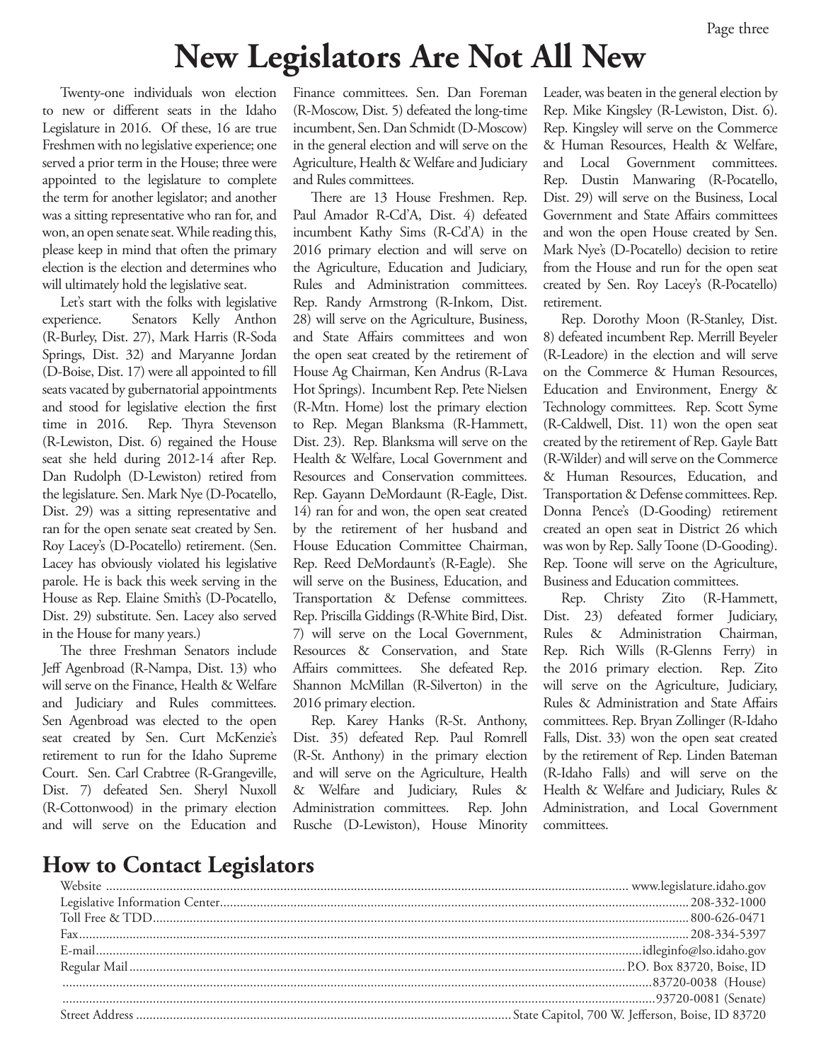# New Legislators Are Not All New

Twenty-one individuals won election to new or different seats in the Idaho Legislature in 2016. Of these, 16 are true Freshmen with no legislative experience; one served a prior term in the House; three were appointed to the legislature to complete the term for another legislator; and another was a sitting representative who ran for, and won, an open senate seat. While reading this, please keep in mind that often the primary election is the election and determines who will ultimately hold the legislative seat.

Let's start with the folks with legislative experience. Senators Kelly Anthon (R-Burley, Dist. 27), Mark Harris (R-Soda Springs, Dist. 32) and Maryanne Jordan (D-Boise, Dist. 17) were all appointed to fill seats vacated by gubernatorial appointments and stood for legislative election the first time in 2016. Rep. Thyra Stevenson (R-Lewiston, Dist. 6) regained the House seat she held during 2012-14 after Rep. Dan Rudolph (D-Lewiston) retired from the legislature. Sen. Mark Nye (D-Pocatello, Dist. 29) was a sitting representative and ran for the open senate seat created by Sen. Roy Lacey's (D-Pocatello) retirement. (Sen. Lacey has obviously violated his legislative parole. He is back this week serving in the House as Rep. Elaine Smith's (D-Pocatello, Dist. 29) substitute. Sen. Lacey also served in the House for many years.)

The three Freshman Senators include Jeff Agenbroad (R-Nampa, Dist. 13) who will serve on the Finance, Health & Welfare and Judiciary and Rules committees. Sen Agenbroad was elected to the open seat created by Sen. Curt McKenzie's retirement to run for the Idaho Supreme Court. Sen. Carl Crabtree (R-Grangeville, Dist. 7) defeated Sen. Sheryl Nuxoll (R-Cottonwood) in the primary election and will serve on the Education and Finance committees. Sen. Dan Foreman (R-Moscow, Dist. 5) defeated the long-time incumbent, Sen. Dan Schmidt (D-Moscow) in the general election and will serve on the Agriculture, Health & Welfare and Judiciary and Rules committees.

There are 13 House Freshmen. Rep. Paul Amador R-Cd'A, Dist. 4) defeated incumbent Kathy Sims (R-Cd'A) in the 2016 primary election and will serve on the Agriculture, Education and Judiciary, Rules and Administration committees. Rep. Randy Armstrong (R-Inkom, Dist. 28) will serve on the Agriculture, Business, and State Affairs committees and won the open seat created by the retirement of House Ag Chairman, Ken Andrus (R-Lava Hot Springs). Incumbent Rep. Pete Nielsen (R-Mtn. Home) lost the primary election to Rep. Megan Blanksma (R-Hammett, Dist. 23). Rep. Blanksma will serve on the Health & Welfare, Local Government and Resources and Conservation committees. Rep. Gayann DeMordaunt (R-Eagle, Dist. 14) ran for and won, the open seat created by the retirement of her husband and House Education Committee Chairman, Rep. Reed DeMordaunt's (R-Eagle). She will serve on the Business, Education, and Transportation & Defense committees. Rep. Priscilla Giddings (R-White Bird, Dist. 7) will serve on the Local Government, Resources & Conservation, and State Affairs committees. She defeated Rep. Shannon McMillan (R-Silverton) in the 2016 primary election.

Rep. Karey Hanks (R-St. Anthony, Dist. 35) defeated Rep. Paul Romrell (R-St. Anthony) in the primary election and will serve on the Agriculture, Health & Welfare and Judiciary, Rules & Administration committees. Rep. John Rusche (D-Lewiston), House Minority Leader, was beaten in the general election by Rep. Mike Kingsley (R-Lewiston, Dist. 6). Rep. Kingsley will serve on the Commerce & Human Resources, Health & Welfare, and Local Government committees. Rep. Dustin Manwaring (R-Pocatello, Dist. 29) will serve on the Business, Local Government and State Affairs committees and won the open House created by Sen. Mark Nye's (D-Pocatello) decision to retire from the House and run for the open seat created by Sen. Roy Lacey's (R-Pocatello) retirement.

Rep. Dorothy Moon (R-Stanley, Dist. 8) defeated incumbent Rep. Merrill Beyeler (R-Leadore) in the election and will serve on the Commerce & Human Resources, Education and Environment, Energy & Technology committees. Rep. Scott Syme (R-Caldwell, Dist. 11) won the open seat created by the retirement of Rep. Gayle Batt (R-Wilder) and will serve on the Commerce & Human Resources, Education, and Transportation & Defense committees. Rep. Donna Pence's (D-Gooding) retirement created an open seat in District 26 which was won by Rep. Sally Toone (D-Gooding). Rep. Toone will serve on the Agriculture, Business and Education committees.

Rep. Christy Zito (R-Hammett, Dist. 23) defeated former Judiciary, Rules & Administration Chairman, Rep. Rich Wills (R-Glenns Ferry) in the 2016 primary election. Rep. Zito will serve on the Agriculture, Judiciary, Rules & Administration and State Affairs committees. Rep. Bryan Zollinger (R-Idaho Falls, Dist. 33) won the open seat created by the retirement of Rep. Linden Bateman (R-Idaho Falls) and will serve on the Health & Welfare and Judiciary, Rules & Administration, and Local Government committees.

## How to Contact Legislators

Website .......... www.legislature.idaho.gov
Legislative Information Center .......... 208-332-1000
Toll Free & TDD .......... 800-626-0471
Fax .......... 208-334-5397
E-mail .......... idleginfo@lso.idaho.gov
Regular Mail .......... P.O. Box 83720, Boise, ID
.......... 83720-0038 (House)
.......... 93720-0081 (Senate)
Street Address .......... State Capitol, 700 W. Jefferson, Boise, ID 83720